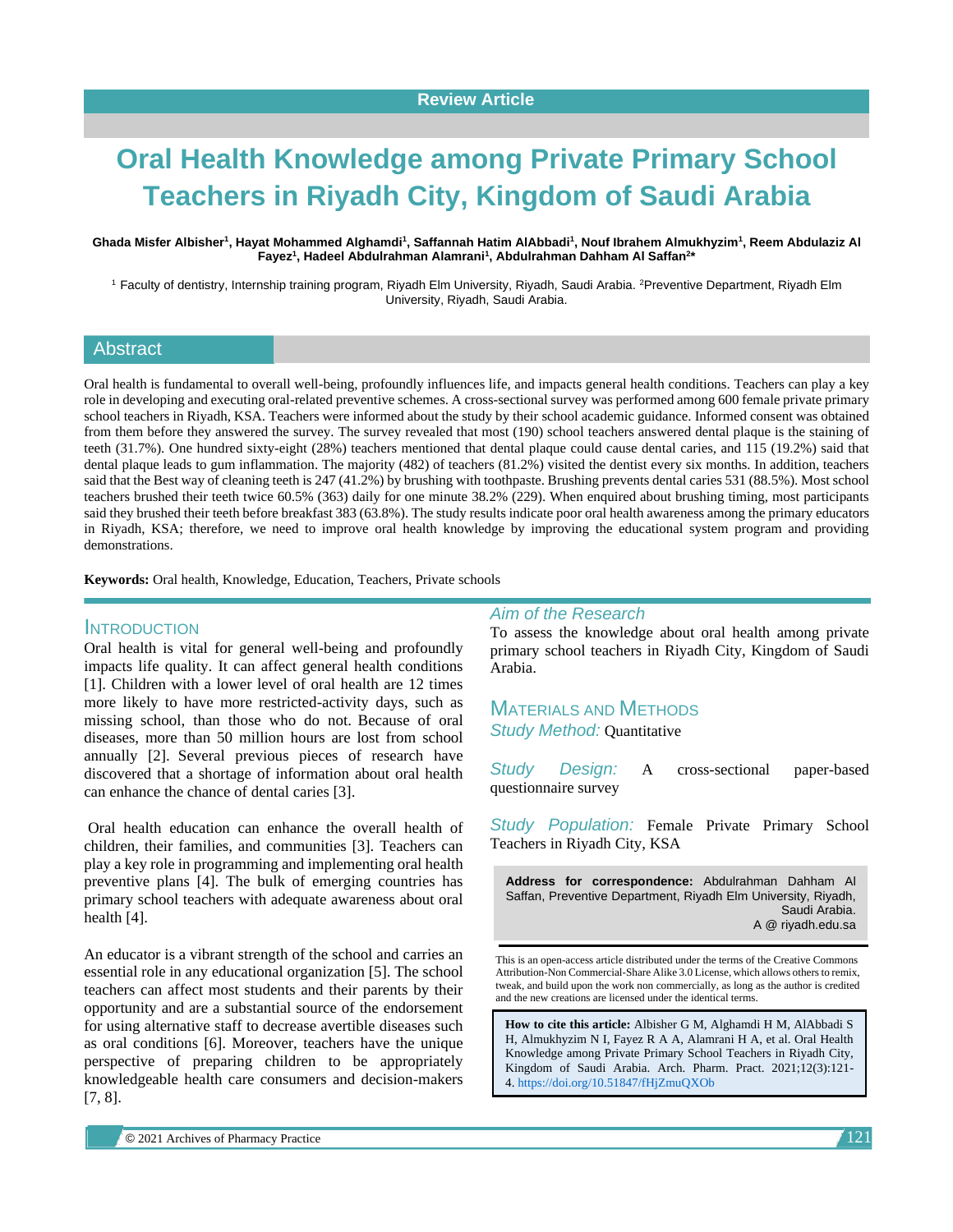Review Article

# Oral Health Knowledge among Private Primary School Teachers in Riyadh City, Kingdom of Saudi Arabia

**Ghada Misfer Albisher[1], Hayat Mohammed Alghamdi[1], Saffannah Hatim AlAbbadi[1], Nouf Ibrahem Almukhyzim[1], Reem Abdulaziz Al Fayez[1], Hadeel Abdulrahman Alamrani[1], Abdulrahman Dahham Al Saffan[2]***

[1] Faculty of dentistry, Internship training program, Riyadh Elm University, Riyadh, Saudi Arabia. [2]Preventive Department, Riyadh Elm University, Riyadh, Saudi Arabia.

## Abstract

Oral health is fundamental to overall well-being, profoundly influences life, and impacts general health conditions. Teachers can play a key role in developing and executing oral-related preventive schemes. A cross-sectional survey was performed among 600 female private primary school teachers in Riyadh, KSA. Teachers were informed about the study by their school academic guidance. Informed consent was obtained from them before they answered the survey. The survey revealed that most (190) school teachers answered dental plaque is the staining of teeth (31.7%). One hundred sixty-eight (28%) teachers mentioned that dental plaque could cause dental caries, and 115 (19.2%) said that dental plaque leads to gum inflammation. The majority (482) of teachers (81.2%) visited the dentist every six months. In addition, teachers said that the Best way of cleaning teeth is 247 (41.2%) by brushing with toothpaste. Brushing prevents dental caries 531 (88.5%). Most school teachers brushed their teeth twice 60.5% (363) daily for one minute 38.2% (229). When enquired about brushing timing, most participants said they brushed their teeth before breakfast 383 (63.8%). The study results indicate poor oral health awareness among the primary educators in Riyadh, KSA; therefore, we need to improve oral health knowledge by improving the educational system program and providing demonstrations.

**Keywords:** Oral health, Knowledge, Education, Teachers, Private schools

## Introduction

Oral health is vital for general well-being and profoundly impacts life quality. It can affect general health conditions [1]. Children with a lower level of oral health are 12 times more likely to have more restricted-activity days, such as missing school, than those who do not. Because of oral diseases, more than 50 million hours are lost from school annually [2]. Several previous pieces of research have discovered that a shortage of information about oral health can enhance the chance of dental caries [3].

Oral health education can enhance the overall health of children, their families, and communities [3]. Teachers can play a key role in programming and implementing oral health preventive plans [4]. The bulk of emerging countries has primary school teachers with adequate awareness about oral health [4].

An educator is a vibrant strength of the school and carries an essential role in any educational organization [5]. The school teachers can affect most students and their parents by their opportunity and are a substantial source of the endorsement for using alternative staff to decrease avertible diseases such as oral conditions [6]. Moreover, teachers have the unique perspective of preparing children to be appropriately knowledgeable health care consumers and decision-makers [7, 8].

### Aim of the Research

To assess the knowledge about oral health among private primary school teachers in Riyadh City, Kingdom of Saudi Arabia.

## Materials and Methods

*Study Method:* Quantitative

*Study Design:* A cross-sectional paper-based questionnaire survey

*Study Population:* Female Private Primary School Teachers in Riyadh City, KSA

**Address for correspondence:** Abdulrahman Dahham Al Saffan, Preventive Department, Riyadh Elm University, Riyadh, Saudi Arabia.
A @ riyadh.edu.sa

This is an open-access article distributed under the terms of the Creative Commons Attribution-Non Commercial-Share Alike 3.0 License, which allows others to remix, tweak, and build upon the work non commercially, as long as the author is credited and the new creations are licensed under the identical terms.

**How to cite this article:** Albisher G M, Alghamdi H M, AlAbbadi S H, Almukhyzim N I, Fayez R A A, Alamrani H A, et al. Oral Health Knowledge among Private Primary School Teachers in Riyadh City, Kingdom of Saudi Arabia. Arch. Pharm. Pract. 2021;12(3):121-4. https://doi.org/10.51847/fHjZmuQXOb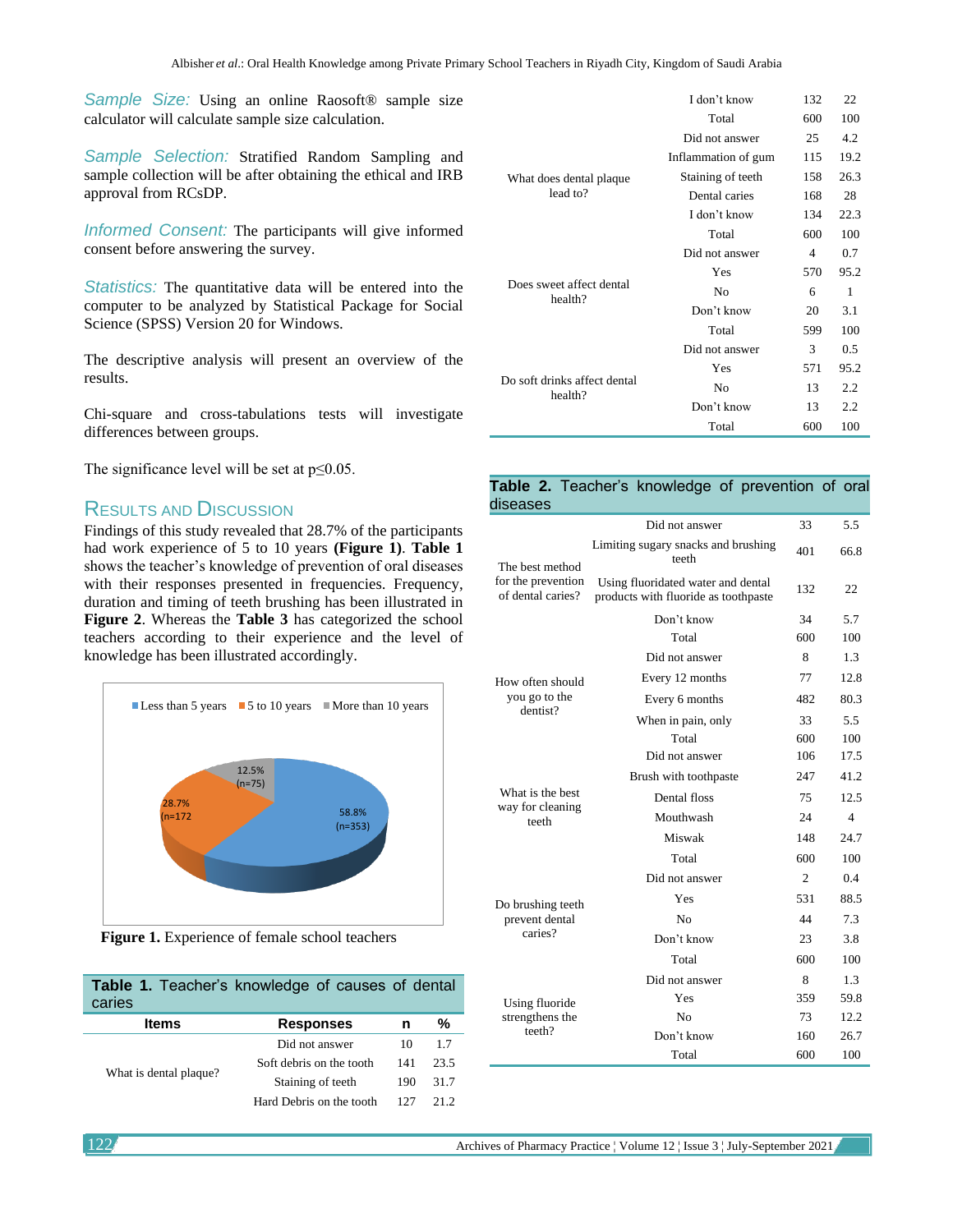*Sample Size:* Using an online Raosoft® sample size calculator will calculate sample size calculation.

*Sample Selection:* Stratified Random Sampling and sample collection will be after obtaining the ethical and IRB approval from RCsDP.

*Informed Consent:* The participants will give informed consent before answering the survey.

*Statistics:* The quantitative data will be entered into the computer to be analyzed by Statistical Package for Social Science (SPSS) Version 20 for Windows.

The descriptive analysis will present an overview of the results.

Chi-square and cross-tabulations tests will investigate differences between groups.

The significance level will be set at p≤0.05.

## Results and Discussion

Findings of this study revealed that 28.7% of the participants had work experience of 5 to 10 years **(Figure 1)**. **Table 1** shows the teacher's knowledge of prevention of oral diseases with their responses presented in frequencies. Frequency, duration and timing of teeth brushing has been illustrated in **Figure 2**. Whereas the **Table 3** has categorized the school teachers according to their experience and the level of knowledge has been illustrated accordingly.

Less than 5 years: 58.8% (n=353); 5 to 10 years: 28.7% (n=172); More than 10 years: 12.5% (n=75)

**Figure 1.** Experience of female school teachers

**Table 1.** Teacher's knowledge of causes of dental caries

| Items | Responses | n | % |
|---|---|---|---|
| What is dental plaque? | Did not answer | 10 | 1.7 |
| | Soft debris on the tooth | 141 | 23.5 |
| | Staining of teeth | 190 | 31.7 |
| | Hard Debris on the tooth | 127 | 21.2 |
| | I don't know | 132 | 22 |
| | Total | 600 | 100 |
| What does dental plaque lead to? | Did not answer | 25 | 4.2 |
| | Inflammation of gum | 115 | 19.2 |
| | Staining of teeth | 158 | 26.3 |
| | Dental caries | 168 | 28 |
| | I don't know | 134 | 22.3 |
| | Total | 600 | 100 |
| Does sweet affect dental health? | Did not answer | 4 | 0.7 |
| | Yes | 570 | 95.2 |
| | No | 6 | 1 |
| | Don't know | 20 | 3.1 |
| | Total | 599 | 100 |
| Do soft drinks affect dental health? | Did not answer | 3 | 0.5 |
| | Yes | 571 | 95.2 |
| | No | 13 | 2.2 |
| | Don't know | 13 | 2.2 |
| | Total | 600 | 100 |

**Table 2.** Teacher's knowledge of prevention of oral diseases

| Items | Responses | n | % |
|---|---|---|---|
| The best method for the prevention of dental caries? | Did not answer | 33 | 5.5 |
| | Limiting sugary snacks and brushing teeth | 401 | 66.8 |
| | Using fluoridated water and dental products with fluoride as toothpaste | 132 | 22 |
| | Don't know | 34 | 5.7 |
| | Total | 600 | 100 |
| How often should you go to the dentist? | Did not answer | 8 | 1.3 |
| | Every 12 months | 77 | 12.8 |
| | Every 6 months | 482 | 80.3 |
| | When in pain, only | 33 | 5.5 |
| | Total | 600 | 100 |
| What is the best way for cleaning teeth | Did not answer | 106 | 17.5 |
| | Brush with toothpaste | 247 | 41.2 |
| | Dental floss | 75 | 12.5 |
| | Mouthwash | 24 | 4 |
| | Miswak | 148 | 24.7 |
| | Total | 600 | 100 |
| Do brushing teeth prevent dental caries? | Did not answer | 2 | 0.4 |
| | Yes | 531 | 88.5 |
| | No | 44 | 7.3 |
| | Don't know | 23 | 3.8 |
| | Total | 600 | 100 |
| Using fluoride strengthens the teeth? | Did not answer | 8 | 1.3 |
| | Yes | 359 | 59.8 |
| | No | 73 | 12.2 |
| | Don't know | 160 | 26.7 |
| | Total | 600 | 100 |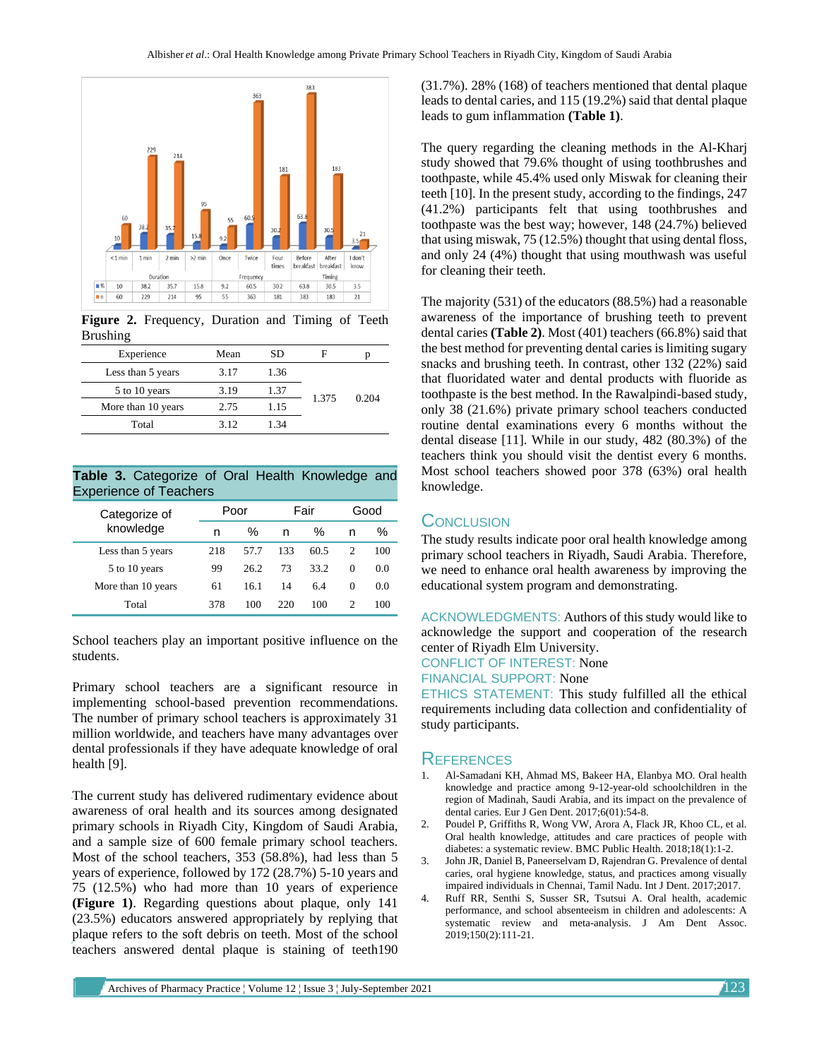| | <1 min | 1 min | 2 min | >2 min | Once | Twice | Four times | Before breakfast | After breakfast | I don't know |
|---|---|---|---|---|---|---|---|---|---|---|
| | Duration | | | | Frequency | | | Timing | | |
| % | 10 | 38.2 | 35.7 | 15.8 | 9.2 | 60.5 | 30.2 | 63.8 | 30.5 | 3.5 |
| n | 60 | 229 | 214 | 95 | 55 | 363 | 181 | 383 | 183 | 21 |

**Figure 2.** Frequency, Duration and Timing of Teeth Brushing

| Experience | Mean | SD | F | p |
|---|---|---|---|---|
| Less than 5 years | 3.17 | 1.36 | | |
| 5 to 10 years | 3.19 | 1.37 | 1.375 | 0.204 |
| More than 10 years | 2.75 | 1.15 | | |
| Total | 3.12 | 1.34 | | |

**Table 3.** Categorize of Oral Health Knowledge and Experience of Teachers

| Categorize of knowledge | Poor | | Fair | | Good | |
|---|---|---|---|---|---|---|
| | n | % | n | % | n | % |
| Less than 5 years | 218 | 57.7 | 133 | 60.5 | 2 | 100 |
| 5 to 10 years | 99 | 26.2 | 73 | 33.2 | 0 | 0.0 |
| More than 10 years | 61 | 16.1 | 14 | 6.4 | 0 | 0.0 |
| Total | 378 | 100 | 220 | 100 | 2 | 100 |

School teachers play an important positive influence on the students.

Primary school teachers are a significant resource in implementing school-based prevention recommendations. The number of primary school teachers is approximately 31 million worldwide, and teachers have many advantages over dental professionals if they have adequate knowledge of oral health [9].

The current study has delivered rudimentary evidence about awareness of oral health and its sources among designated primary schools in Riyadh City, Kingdom of Saudi Arabia, and a sample size of 600 female primary school teachers. Most of the school teachers, 353 (58.8%), had less than 5 years of experience, followed by 172 (28.7%) 5-10 years and 75 (12.5%) who had more than 10 years of experience **(Figure 1)**. Regarding questions about plaque, only 141 (23.5%) educators answered appropriately by replying that plaque refers to the soft debris on teeth. Most of the school teachers answered dental plaque is staining of teeth190 (31.7%). 28% (168) of teachers mentioned that dental plaque leads to dental caries, and 115 (19.2%) said that dental plaque leads to gum inflammation **(Table 1)**.

The query regarding the cleaning methods in the Al-Kharj study showed that 79.6% thought of using toothbrushes and toothpaste, while 45.4% used only Miswak for cleaning their teeth [10]. In the present study, according to the findings, 247 (41.2%) participants felt that using toothbrushes and toothpaste was the best way; however, 148 (24.7%) believed that using miswak, 75 (12.5%) thought that using dental floss, and only 24 (4%) thought that using mouthwash was useful for cleaning their teeth.

The majority (531) of the educators (88.5%) had a reasonable awareness of the importance of brushing teeth to prevent dental caries **(Table 2)**. Most (401) teachers (66.8%) said that the best method for preventing dental caries is limiting sugary snacks and brushing teeth. In contrast, other 132 (22%) said that fluoridated water and dental products with fluoride as toothpaste is the best method. In the Rawalpindi-based study, only 38 (21.6%) private primary school teachers conducted routine dental examinations every 6 months without the dental disease [11]. While in our study, 482 (80.3%) of the teachers think you should visit the dentist every 6 months. Most school teachers showed poor 378 (63%) oral health knowledge.

## Conclusion

The study results indicate poor oral health knowledge among primary school teachers in Riyadh, Saudi Arabia. Therefore, we need to enhance oral health awareness by improving the educational system program and demonstrating.

ACKNOWLEDGMENTS: Authors of this study would like to acknowledge the support and cooperation of the research center of Riyadh Elm University.

CONFLICT OF INTEREST: None

FINANCIAL SUPPORT: None

ETHICS STATEMENT: This study fulfilled all the ethical requirements including data collection and confidentiality of study participants.

## References

1. Al-Samadani KH, Ahmad MS, Bakeer HA, Elanbya MO. Oral health knowledge and practice among 9-12-year-old schoolchildren in the region of Madinah, Saudi Arabia, and its impact on the prevalence of dental caries. Eur J Gen Dent. 2017;6(01):54-8.
2. Poudel P, Griffiths R, Wong VW, Arora A, Flack JR, Khoo CL, et al. Oral health knowledge, attitudes and care practices of people with diabetes: a systematic review. BMC Public Health. 2018;18(1):1-2.
3. John JR, Daniel B, Paneerselvam D, Rajendran G. Prevalence of dental caries, oral hygiene knowledge, status, and practices among visually impaired individuals in Chennai, Tamil Nadu. Int J Dent. 2017;2017.
4. Ruff RR, Senthi S, Susser SR, Tsutsui A. Oral health, academic performance, and school absenteeism in children and adolescents: A systematic review and meta-analysis. J Am Dent Assoc. 2019;150(2):111-21.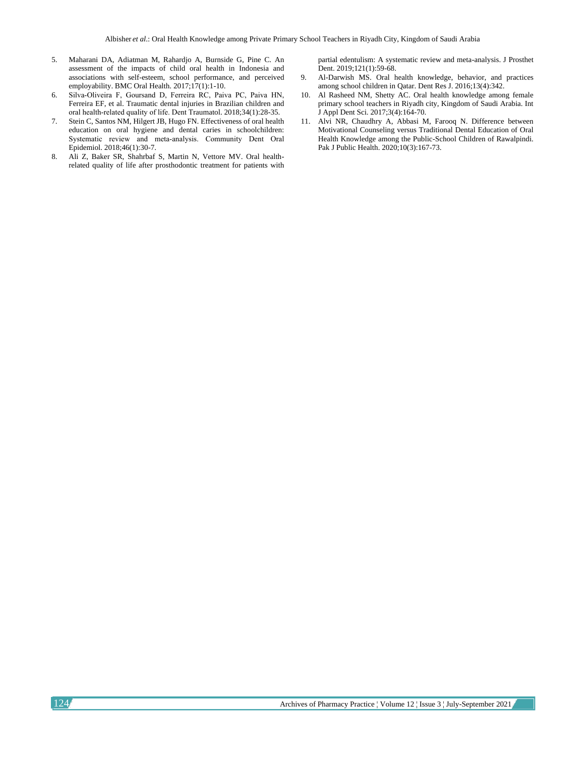5. Maharani DA, Adiatman M, Rahardjo A, Burnside G, Pine C. An assessment of the impacts of child oral health in Indonesia and associations with self-esteem, school performance, and perceived employability. BMC Oral Health. 2017;17(1):1-10.
6. Silva-Oliveira F, Goursand D, Ferreira RC, Paiva PC, Paiva HN, Ferreira EF, et al. Traumatic dental injuries in Brazilian children and oral health-related quality of life. Dent Traumatol. 2018;34(1):28-35.
7. Stein C, Santos NM, Hilgert JB, Hugo FN. Effectiveness of oral health education on oral hygiene and dental caries in schoolchildren: Systematic review and meta-analysis. Community Dent Oral Epidemiol. 2018;46(1):30-7.
8. Ali Z, Baker SR, Shahrbaf S, Martin N, Vettore MV. Oral health-related quality of life after prosthodontic treatment for patients with partial edentulism: A systematic review and meta-analysis. J Prosthet Dent. 2019;121(1):59-68.
9. Al-Darwish MS. Oral health knowledge, behavior, and practices among school children in Qatar. Dent Res J. 2016;13(4):342.
10. Al Rasheed NM, Shetty AC. Oral health knowledge among female primary school teachers in Riyadh city, Kingdom of Saudi Arabia. Int J Appl Dent Sci. 2017;3(4):164-70.
11. Alvi NR, Chaudhry A, Abbasi M, Farooq N. Difference between Motivational Counseling versus Traditional Dental Education of Oral Health Knowledge among the Public-School Children of Rawalpindi. Pak J Public Health. 2020;10(3):167-73.